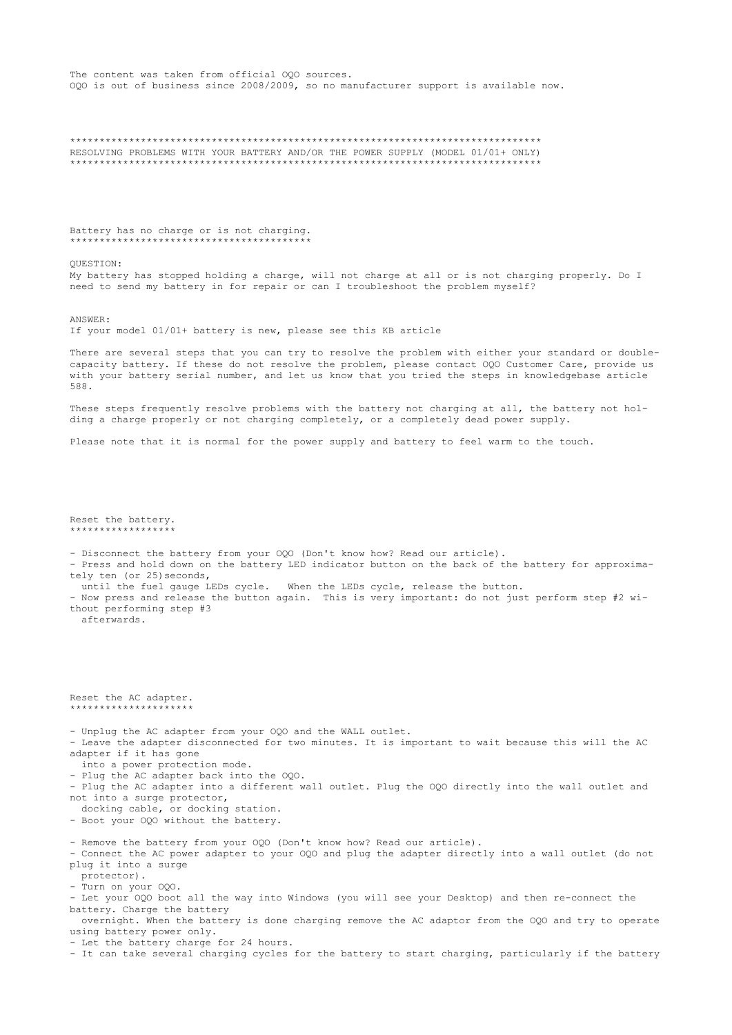The content was taken from official OQO sources.
OQO is out of business since 2008/2009, so no manufacturer support is available now.

# RESOLVING PROBLEMS WITH YOUR BATTERY AND/OR THE POWER SUPPLY (MODEL 01/01+ ONLY)

## Battery has no charge or is not charging.

QUESTION:
My battery has stopped holding a charge, will not charge at all or is not charging properly. Do I need to send my battery in for repair or can I troubleshoot the problem myself?

ANSWER:
If your model 01/01+ battery is new, please see this KB article

There are several steps that you can try to resolve the problem with either your standard or double-capacity battery. If these do not resolve the problem, please contact OQO Customer Care, provide us with your battery serial number, and let us know that you tried the steps in knowledgebase article 588.

These steps frequently resolve problems with the battery not charging at all, the battery not holding a charge properly or not charging completely, or a completely dead power supply.

Please note that it is normal for the power supply and battery to feel warm to the touch.

## Reset the battery.

- Disconnect the battery from your OQO (Don't know how? Read our article).
- Press and hold down on the battery LED indicator button on the back of the battery for approximately ten (or 25)seconds, until the fuel gauge LEDs cycle. When the LEDs cycle, release the button.
- Now press and release the button again. This is very important: do not just perform step #2 without performing step #3 afterwards.

## Reset the AC adapter.

- Unplug the AC adapter from your OQO and the WALL outlet.
- Leave the adapter disconnected for two minutes. It is important to wait because this will the AC adapter if it has gone into a power protection mode.
- Plug the AC adapter back into the OQO.
- Plug the AC adapter into a different wall outlet. Plug the OQO directly into the wall outlet and not into a surge protector, docking cable, or docking station.
- Boot your OQO without the battery.

- Remove the battery from your OQO (Don't know how? Read our article).
- Connect the AC power adapter to your OQO and plug the adapter directly into a wall outlet (do not plug it into a surge protector).
- Turn on your OQO.
- Let your OQO boot all the way into Windows (you will see your Desktop) and then re-connect the battery. Charge the battery overnight. When the battery is done charging remove the AC adaptor from the OQO and try to operate using battery power only.
- Let the battery charge for 24 hours.
- It can take several charging cycles for the battery to start charging, particularly if the battery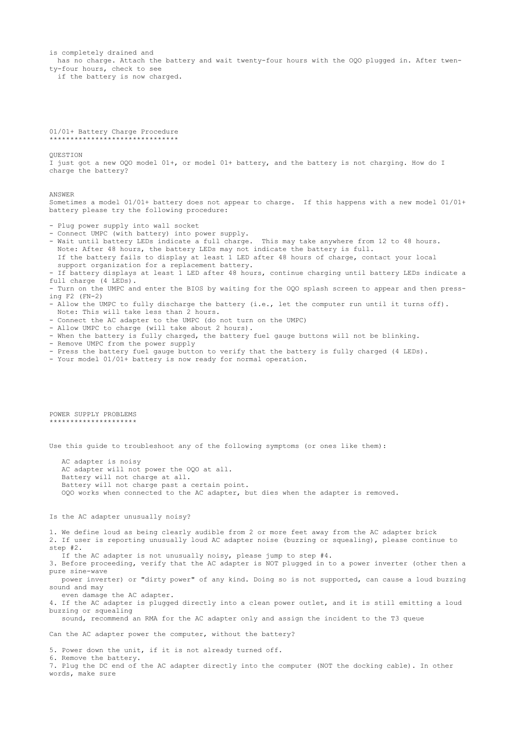is completely drained and has no charge. Attach the battery and wait twenty-four hours with the OQO plugged in. After twenty-four hours, check to see if the battery is now charged.

## 01/01+ Battery Charge Procedure

******************************

QUESTION

I just got a new OQO model 01+, or model 01+ battery, and the battery is not charging. How do I charge the battery?

ANSWER

Sometimes a model 01/01+ battery does not appear to charge. If this happens with a new model 01/01+ battery please try the following procedure:

- Plug power supply into wall socket
- Connect UMPC (with battery) into power supply.
- Wait until battery LEDs indicate a full charge. This may take anywhere from 12 to 48 hours.
  Note: After 48 hours, the battery LEDs may not indicate the battery is full.
  If the battery fails to display at least 1 LED after 48 hours of charge, contact your local support organization for a replacement battery.
- If battery displays at least 1 LED after 48 hours, continue charging until battery LEDs indicate a full charge (4 LEDs).
- Turn on the UMPC and enter the BIOS by waiting for the OQO splash screen to appear and then pressing F2 (FN-2)
- Allow the UMPC to fully discharge the battery (i.e., let the computer run until it turns off).
  Note: This will take less than 2 hours.
- Connect the AC adapter to the UMPC (do not turn on the UMPC)
- Allow UMPC to charge (will take about 2 hours).
- When the battery is fully charged, the battery fuel gauge buttons will not be blinking.
- Remove UMPC from the power supply
- Press the battery fuel gauge button to verify that the battery is fully charged (4 LEDs).
- Your model 01/01+ battery is now ready for normal operation.

## POWER SUPPLY PROBLEMS

********************

Use this guide to troubleshoot any of the following symptoms (or ones like them):

AC adapter is noisy
AC adapter will not power the OQO at all.
Battery will not charge at all.
Battery will not charge past a certain point.
OQO works when connected to the AC adapter, but dies when the adapter is removed.

Is the AC adapter unusually noisy?

1. We define loud as being clearly audible from 2 or more feet away from the AC adapter brick
2. If user is reporting unusually loud AC adapter noise (buzzing or squealing), please continue to step #2.
   If the AC adapter is not unusually noisy, please jump to step #4.
3. Before proceeding, verify that the AC adapter is NOT plugged in to a power inverter (other then a pure sine-wave power inverter) or "dirty power" of any kind. Doing so is not supported, can cause a loud buzzing sound and may even damage the AC adapter.
4. If the AC adapter is plugged directly into a clean power outlet, and it is still emitting a loud buzzing or squealing sound, recommend an RMA for the AC adapter only and assign the incident to the T3 queue

Can the AC adapter power the computer, without the battery?

5. Power down the unit, if it is not already turned off.
6. Remove the battery.
7. Plug the DC end of the AC adapter directly into the computer (NOT the docking cable). In other words, make sure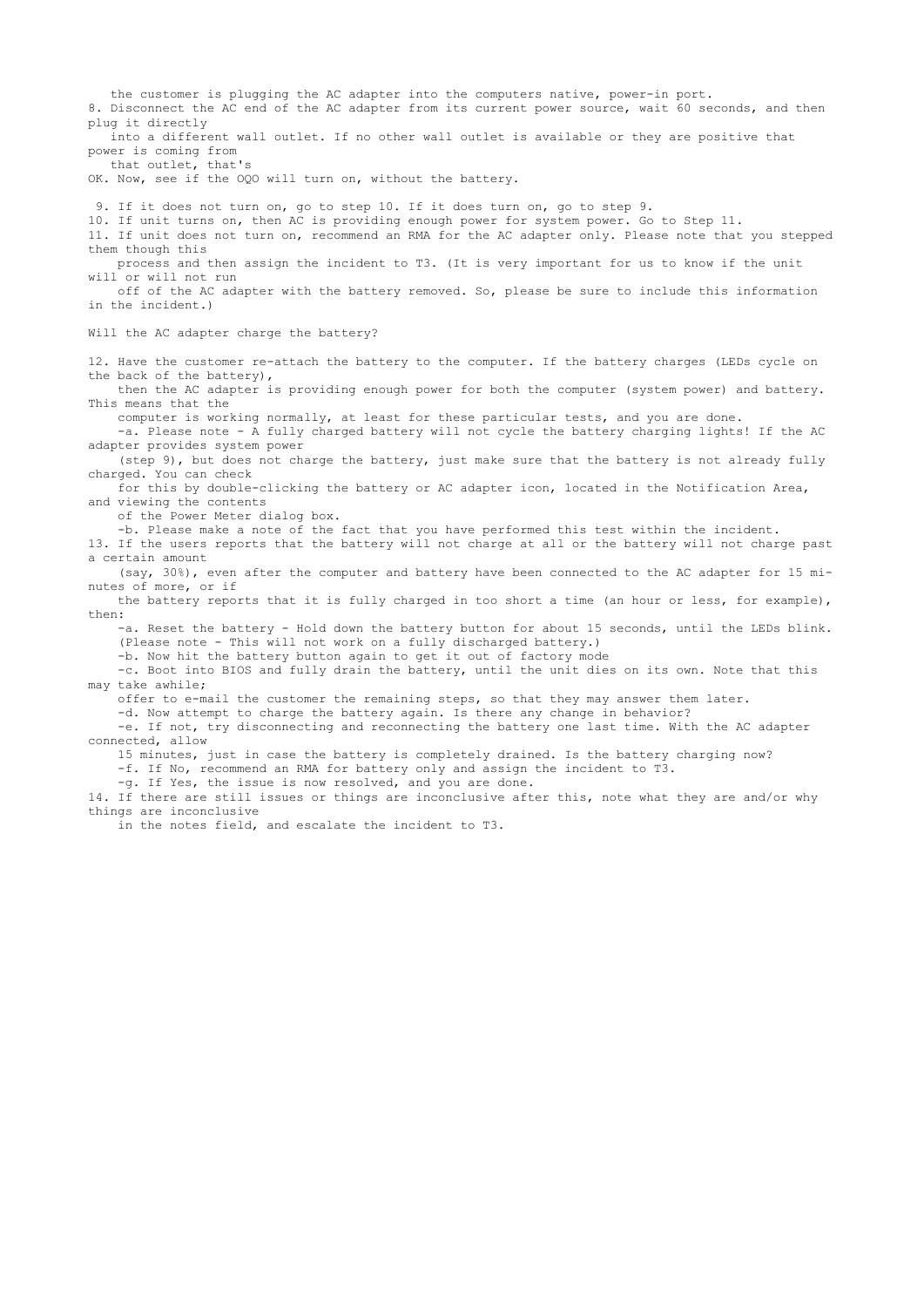the customer is plugging the AC adapter into the computers native, power-in port.

8. Disconnect the AC end of the AC adapter from its current power source, wait 60 seconds, and then plug it directly into a different wall outlet. If no other wall outlet is available or they are positive that power is coming from that outlet, that's OK. Now, see if the OQO will turn on, without the battery.

9. If it does not turn on, go to step 10. If it does turn on, go to step 9.

10. If unit turns on, then AC is providing enough power for system power. Go to Step 11.

11. If unit does not turn on, recommend an RMA for the AC adapter only. Please note that you stepped them though this process and then assign the incident to T3. (It is very important for us to know if the unit will or will not run off of the AC adapter with the battery removed. So, please be sure to include this information in the incident.)

Will the AC adapter charge the battery?

12. Have the customer re-attach the battery to the computer. If the battery charges (LEDs cycle on the back of the battery), then the AC adapter is providing enough power for both the computer (system power) and battery. This means that the computer is working normally, at least for these particular tests, and you are done.
    - -a. Please note - A fully charged battery will not cycle the battery charging lights! If the AC adapter provides system power (step 9), but does not charge the battery, just make sure that the battery is not already fully charged. You can check for this by double-clicking the battery or AC adapter icon, located in the Notification Area, and viewing the contents of the Power Meter dialog box.
    - -b. Please make a note of the fact that you have performed this test within the incident.

13. If the users reports that the battery will not charge at all or the battery will not charge past a certain amount (say, 30%), even after the computer and battery have been connected to the AC adapter for 15 minutes of more, or if the battery reports that it is fully charged in too short a time (an hour or less, for example), then:
    - -a. Reset the battery - Hold down the battery button for about 15 seconds, until the LEDs blink. (Please note - This will not work on a fully discharged battery.)
    - -b. Now hit the battery button again to get it out of factory mode
    - -c. Boot into BIOS and fully drain the battery, until the unit dies on its own. Note that this may take awhile; offer to e-mail the customer the remaining steps, so that they may answer them later.
    - -d. Now attempt to charge the battery again. Is there any change in behavior?
    - -e. If not, try disconnecting and reconnecting the battery one last time. With the AC adapter connected, allow 15 minutes, just in case the battery is completely drained. Is the battery charging now?
    - -f. If No, recommend an RMA for battery only and assign the incident to T3.
    - -g. If Yes, the issue is now resolved, and you are done.

14. If there are still issues or things are inconclusive after this, note what they are and/or why things are inconclusive in the notes field, and escalate the incident to T3.